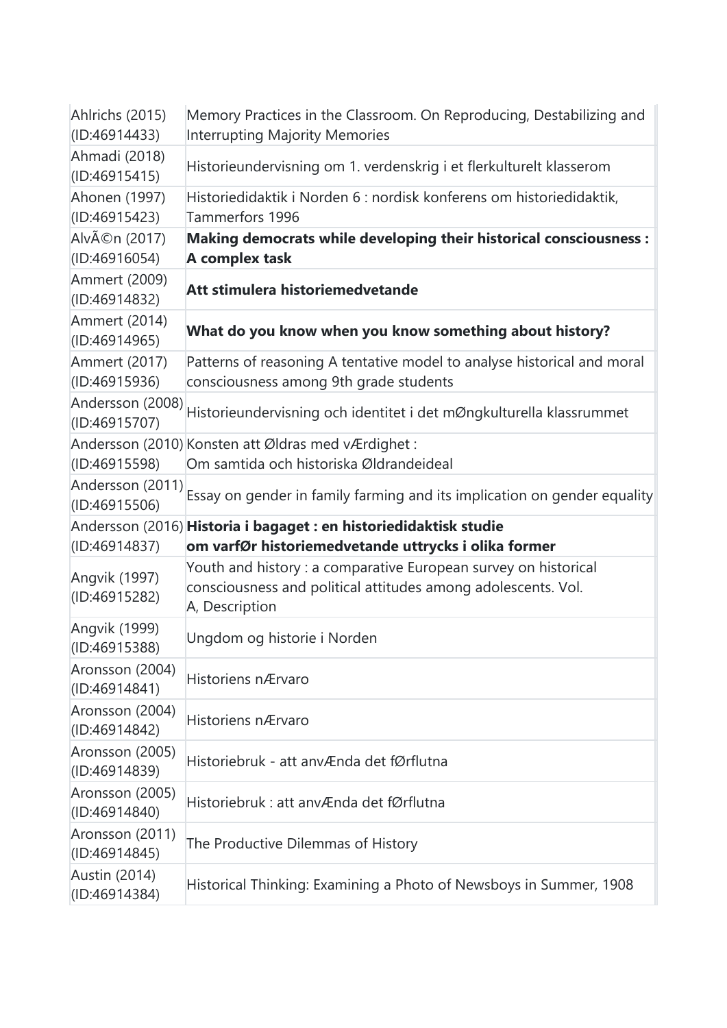| | |
|---|---|
| Ahlrichs (2015) (ID:46914433) | Memory Practices in the Classroom. On Reproducing, Destabilizing and Interrupting Majority Memories |
| Ahmadi (2018) (ID:46915415) | Historieundervisning om 1. verdenskrig i et flerkulturelt klasserom |
| Ahonen (1997) (ID:46915423) | Historiedidaktik i Norden 6 : nordisk konferens om historiedidaktik, Tammerfors 1996 |
| AlvÃ©n (2017) (ID:46916054) | **Making democrats while developing their historical consciousness : A complex task** |
| Ammert (2009) (ID:46914832) | **Att stimulera historiemedvetande** |
| Ammert (2014) (ID:46914965) | **What do you know when you know something about history?** |
| Ammert (2017) (ID:46915936) | Patterns of reasoning A tentative model to analyse historical and moral consciousness among 9th grade students |
| Andersson (2008) (ID:46915707) | Historieundervisning och identitet i det mØngkulturella klassrummet |
| Andersson (2010) (ID:46915598) | Konsten att Øldras med vÆrdighet : Om samtida och historiska Øldrandeideal |
| Andersson (2011) (ID:46915506) | Essay on gender in family farming and its implication on gender equality |
| Andersson (2016) (ID:46914837) | **Historia i bagaget : en historiedidaktisk studie om varfØr historiemedvetande uttrycks i olika former** |
| Angvik (1997) (ID:46915282) | Youth and history : a comparative European survey on historical consciousness and political attitudes among adolescents. Vol. A, Description |
| Angvik (1999) (ID:46915388) | Ungdom og historie i Norden |
| Aronsson (2004) (ID:46914841) | Historiens nÆrvaro |
| Aronsson (2004) (ID:46914842) | Historiens nÆrvaro |
| Aronsson (2005) (ID:46914839) | Historiebruk - att anvÆnda det fØrflutna |
| Aronsson (2005) (ID:46914840) | Historiebruk : att anvÆnda det fØrflutna |
| Aronsson (2011) (ID:46914845) | The Productive Dilemmas of History |
| Austin (2014) (ID:46914384) | Historical Thinking: Examining a Photo of Newsboys in Summer, 1908 |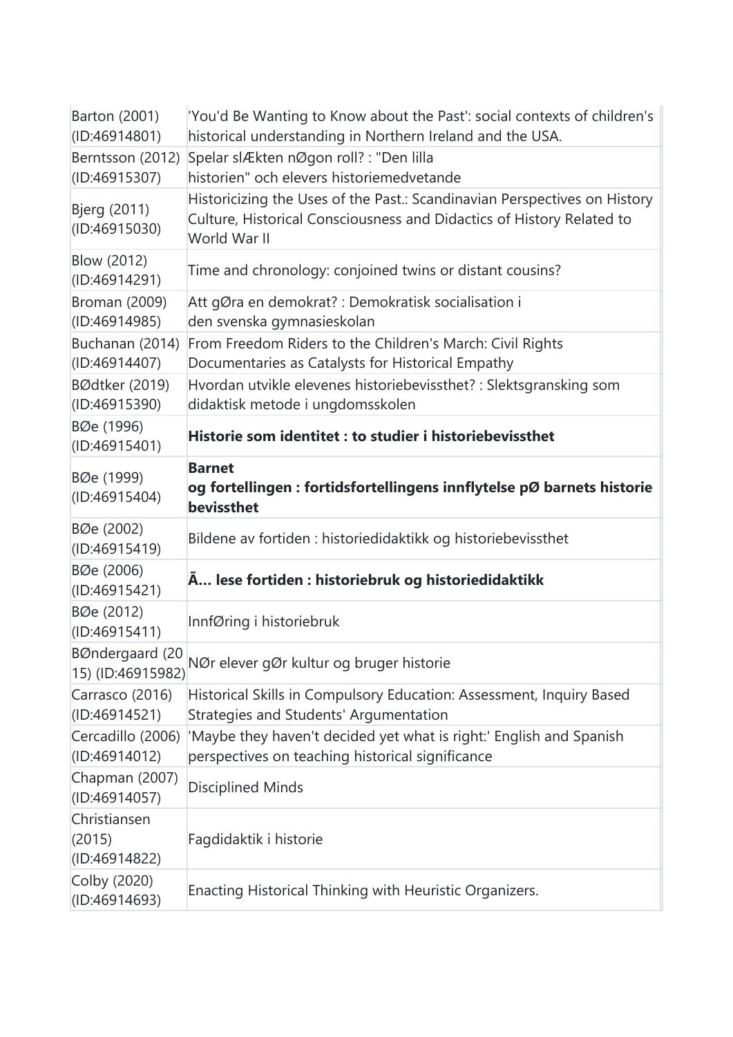| | |
|---|---|
| Barton (2001) (ID:46914801) | 'You'd Be Wanting to Know about the Past': social contexts of children's historical understanding in Northern Ireland and the USA. |
| Berntsson (2012) (ID:46915307) | Spelar slÆkten nØgon roll? : "Den lilla historien" och elevers historiemedvetande |
| Bjerg (2011) (ID:46915030) | Historicizing the Uses of the Past.: Scandinavian Perspectives on History Culture, Historical Consciousness and Didactics of History Related to World War II |
| Blow (2012) (ID:46914291) | Time and chronology: conjoined twins or distant cousins? |
| Broman (2009) (ID:46914985) | Att gØra en demokrat? : Demokratisk socialisation i den svenska gymnasieskolan |
| Buchanan (2014) (ID:46914407) | From Freedom Riders to the Children's March: Civil Rights Documentaries as Catalysts for Historical Empathy |
| BØdtker (2019) (ID:46915390) | Hvordan utvikle elevenes historiebevissthet? : Slektsgransking som didaktisk metode i ungdomsskolen |
| BØe (1996) (ID:46915401) | **Historie som identitet : to studier i historiebevissthet** |
| BØe (1999) (ID:46915404) | **Barnet og fortellingen : fortidsfortellingens innflytelse pØ barnets historie bevissthet** |
| BØe (2002) (ID:46915419) | Bildene av fortiden : historiedidaktikk og historiebevissthet |
| BØe (2006) (ID:46915421) | **Ã… lese fortiden : historiebruk og historiedidaktikk** |
| BØe (2012) (ID:46915411) | InnfØring i historiebruk |
| BØndergaard (2015) (ID:46915982) | NØr elever gØr kultur og bruger historie |
| Carrasco (2016) (ID:46914521) | Historical Skills in Compulsory Education: Assessment, Inquiry Based Strategies and Students' Argumentation |
| Cercadillo (2006) (ID:46914012) | 'Maybe they haven't decided yet what is right:' English and Spanish perspectives on teaching historical significance |
| Chapman (2007) (ID:46914057) | Disciplined Minds |
| Christiansen (2015) (ID:46914822) | Fagdidaktik i historie |
| Colby (2020) (ID:46914693) | Enacting Historical Thinking with Heuristic Organizers. |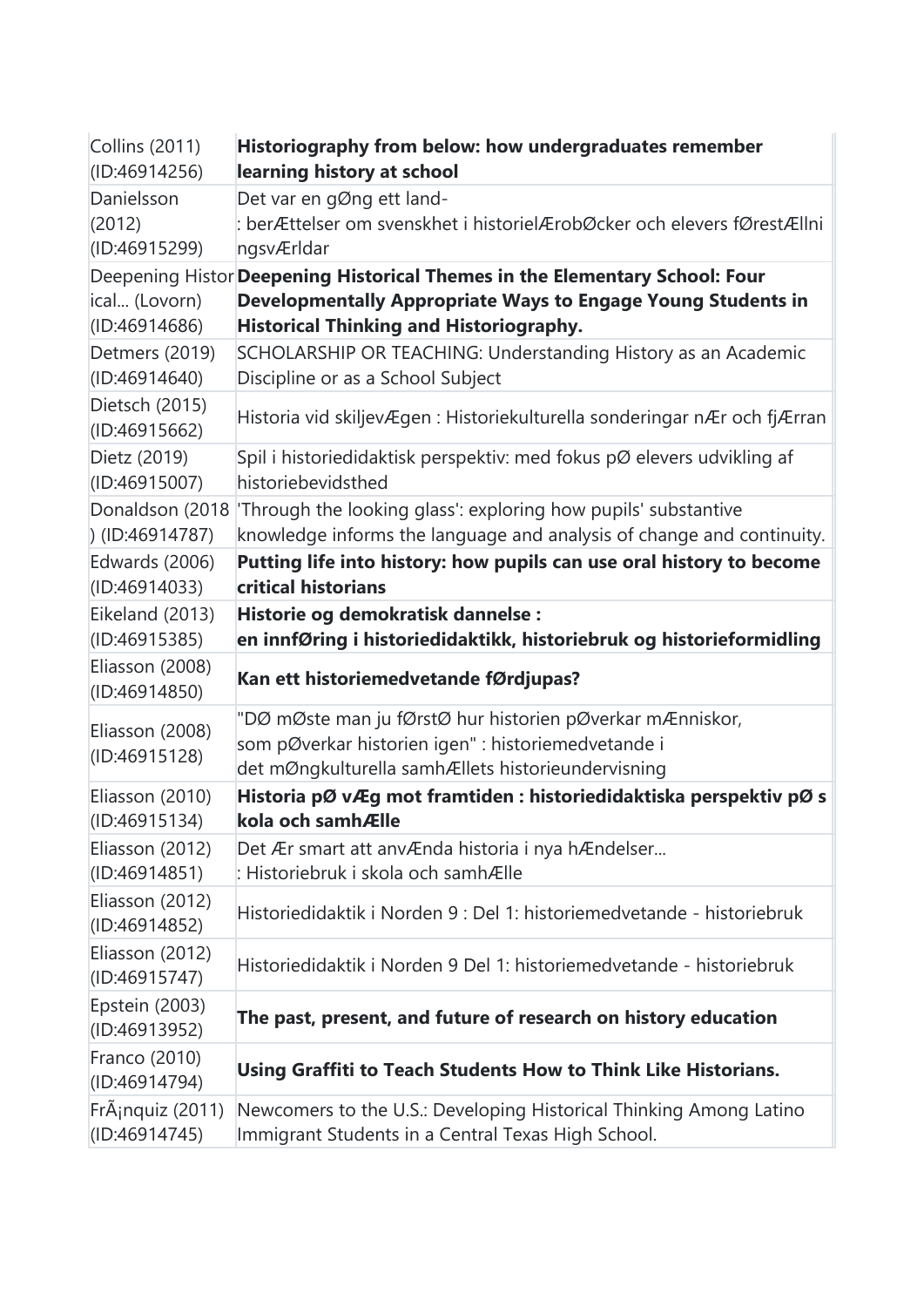| | |
|---|---|
| Collins (2011) (ID:46914256) | **Historiography from below: how undergraduates remember learning history at school** |
| Danielsson (2012) (ID:46915299) | Det var en gØng ett land- : berÆttelser om svenskhet i historielÆrobØcker och elevers fØrestÆllningsvÆrldar |
| Deepening Historical... (Lovorn) (ID:46914686) | **Deepening Historical Themes in the Elementary School: Four Developmentally Appropriate Ways to Engage Young Students in Historical Thinking and Historiography.** |
| Detmers (2019) (ID:46914640) | SCHOLARSHIP OR TEACHING: Understanding History as an Academic Discipline or as a School Subject |
| Dietsch (2015) (ID:46915662) | Historia vid skiljevÆgen : Historiekulturella sonderingar nÆr och fjÆrran |
| Dietz (2019) (ID:46915007) | Spil i historiedidaktisk perspektiv: med fokus pØ elevers udvikling af historiebevidsthed |
| Donaldson (2018) (ID:46914787) | 'Through the looking glass': exploring how pupils' substantive knowledge informs the language and analysis of change and continuity. |
| Edwards (2006) (ID:46914033) | **Putting life into history: how pupils can use oral history to become critical historians** |
| Eikeland (2013) (ID:46915385) | **Historie og demokratisk dannelse : en innfØring i historiedidaktikk, historiebruk og historieformidling** |
| Eliasson (2008) (ID:46914850) | **Kan ett historiemedvetande fØrdjupas?** |
| Eliasson (2008) (ID:46915128) | "DØ mØste man ju fØrstØ hur historien pØverkar mÆnniskor, som pØverkar historien igen" : historiemedvetande i det mØngkulturella samhÆllets historieundervisning |
| Eliasson (2010) (ID:46915134) | **Historia pØ vÆg mot framtiden : historiedidaktiska perspektiv pØ skola och samhÆlle** |
| Eliasson (2012) (ID:46914851) | Det Ær smart att anvÆnda historia i nya hÆndelser... : Historiebruk i skola och samhÆlle |
| Eliasson (2012) (ID:46914852) | Historiedidaktik i Norden 9 : Del 1: historiemedvetande - historiebruk |
| Eliasson (2012) (ID:46915747) | Historiedidaktik i Norden 9 Del 1: historiemedvetande - historiebruk |
| Epstein (2003) (ID:46913952) | **The past, present, and future of research on history education** |
| Franco (2010) (ID:46914794) | **Using Graffiti to Teach Students How to Think Like Historians.** |
| FrÃ¡nquiz (2011) (ID:46914745) | Newcomers to the U.S.: Developing Historical Thinking Among Latino Immigrant Students in a Central Texas High School. |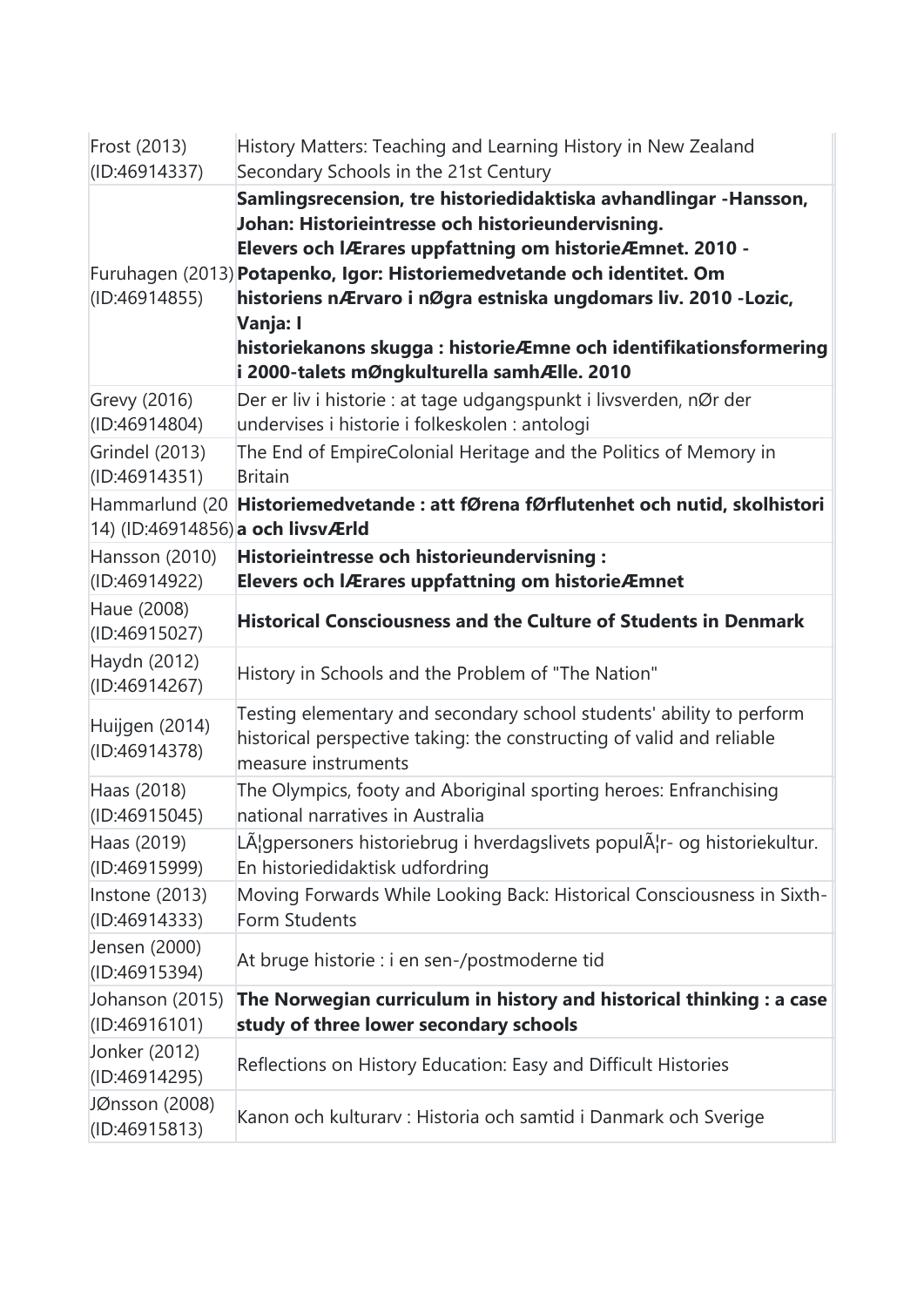| | |
|---|---|
| Frost (2013) (ID:46914337) | History Matters: Teaching and Learning History in New Zealand Secondary Schools in the 21st Century |
| Furuhagen (2013) (ID:46914855) | **Samlingsrecension, tre historiedidaktiska avhandlingar -Hansson, Johan: Historieintresse och historieundervisning. Elevers och lÆrares uppfattning om historieÆmnet. 2010 - Potapenko, Igor: Historiemedvetande och identitet. Om historiens nÆrvaro i nØgra estniska ungdomars liv. 2010 -Lozic, Vanja: I historiekanons skugga : historieÆmne och identifikationsformering i 2000-talets mØngkulturella samhÆlle. 2010** |
| Grevy (2016) (ID:46914804) | Der er liv i historie : at tage udgangspunkt i livsverden, nØr der undervises i historie i folkeskolen : antologi |
| Grindel (2013) (ID:46914351) | The End of EmpireColonial Heritage and the Politics of Memory in Britain |
| Hammarlund (2014) (ID:46914856) | **Historiemedvetande : att fØrena fØrflutenhet och nutid, skolhistoria och livsvÆrld** |
| Hansson (2010) (ID:46914922) | **Historieintresse och historieundervisning : Elevers och lÆrares uppfattning om historieÆmnet** |
| Haue (2008) (ID:46915027) | **Historical Consciousness and the Culture of Students in Denmark** |
| Haydn (2012) (ID:46914267) | History in Schools and the Problem of "The Nation" |
| Huijgen (2014) (ID:46914378) | Testing elementary and secondary school students' ability to perform historical perspective taking: the constructing of valid and reliable measure instruments |
| Haas (2018) (ID:46915045) | The Olympics, footy and Aboriginal sporting heroes: Enfranchising national narratives in Australia |
| Haas (2019) (ID:46915999) | LÃ¦gpersoners historiebrug i hverdagslivets populÃ¦r- og historiekultur. En historiedidaktisk udfordring |
| Instone (2013) (ID:46914333) | Moving Forwards While Looking Back: Historical Consciousness in Sixth-Form Students |
| Jensen (2000) (ID:46915394) | At bruge historie : i en sen-/postmoderne tid |
| Johanson (2015) (ID:46916101) | **The Norwegian curriculum in history and historical thinking : a case study of three lower secondary schools** |
| Jonker (2012) (ID:46914295) | Reflections on History Education: Easy and Difficult Histories |
| JØnsson (2008) (ID:46915813) | Kanon och kulturarv : Historia och samtid i Danmark och Sverige |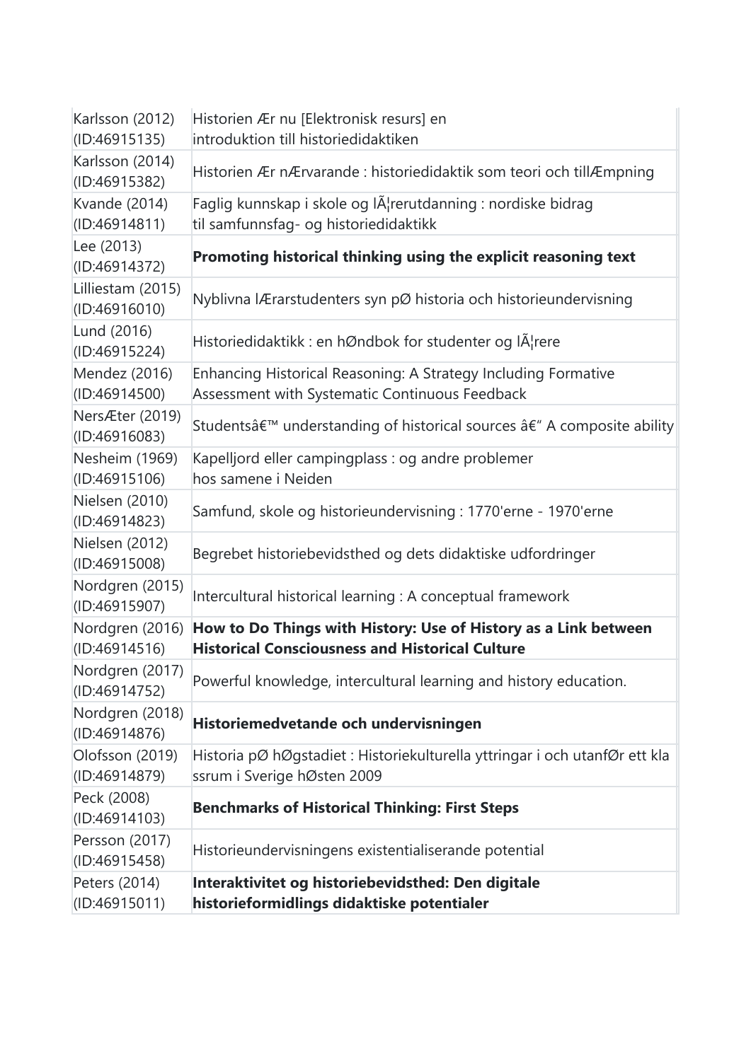| | |
|---|---|
| Karlsson (2012) (ID:46915135) | Historien Ær nu [Elektronisk resurs] en introduktion till historiedidaktiken |
| Karlsson (2014) (ID:46915382) | Historien Ær nÆrvarande : historiedidaktik som teori och tillÆmpning |
| Kvande (2014) (ID:46914811) | Faglig kunnskap i skole og lÃ¦rerutdanning : nordiske bidrag til samfunnsfag- og historiedidaktikk |
| Lee (2013) (ID:46914372) | **Promoting historical thinking using the explicit reasoning text** |
| Lilliestam (2015) (ID:46916010) | Nyblivna lÆrarstudenters syn pØ historia och historieundervisning |
| Lund (2016) (ID:46915224) | Historiedidaktikk : en hØndbok for studenter og lÃ¦rere |
| Mendez (2016) (ID:46914500) | Enhancing Historical Reasoning: A Strategy Including Formative Assessment with Systematic Continuous Feedback |
| NersÆter (2019) (ID:46916083) | Studentsâ€™ understanding of historical sources â€“ A composite ability |
| Nesheim (1969) (ID:46915106) | Kapelljord eller campingplass : og andre problemer hos samene i Neiden |
| Nielsen (2010) (ID:46914823) | Samfund, skole og historieundervisning : 1770'erne - 1970'erne |
| Nielsen (2012) (ID:46915008) | Begrebet historiebevidsthed og dets didaktiske udfordringer |
| Nordgren (2015) (ID:46915907) | Intercultural historical learning : A conceptual framework |
| Nordgren (2016) (ID:46914516) | **How to Do Things with History: Use of History as a Link between Historical Consciousness and Historical Culture** |
| Nordgren (2017) (ID:46914752) | Powerful knowledge, intercultural learning and history education. |
| Nordgren (2018) (ID:46914876) | **Historiemedvetande och undervisningen** |
| Olofsson (2019) (ID:46914879) | Historia pØ hØgstadiet : Historiekulturella yttringar i och utanfØr ett klassrum i Sverige hØsten 2009 |
| Peck (2008) (ID:46914103) | **Benchmarks of Historical Thinking: First Steps** |
| Persson (2017) (ID:46915458) | Historieundervisningens existentialiserande potential |
| Peters (2014) (ID:46915011) | **Interaktivitet og historiebevidsthed: Den digitale historieformidlings didaktiske potentialer** |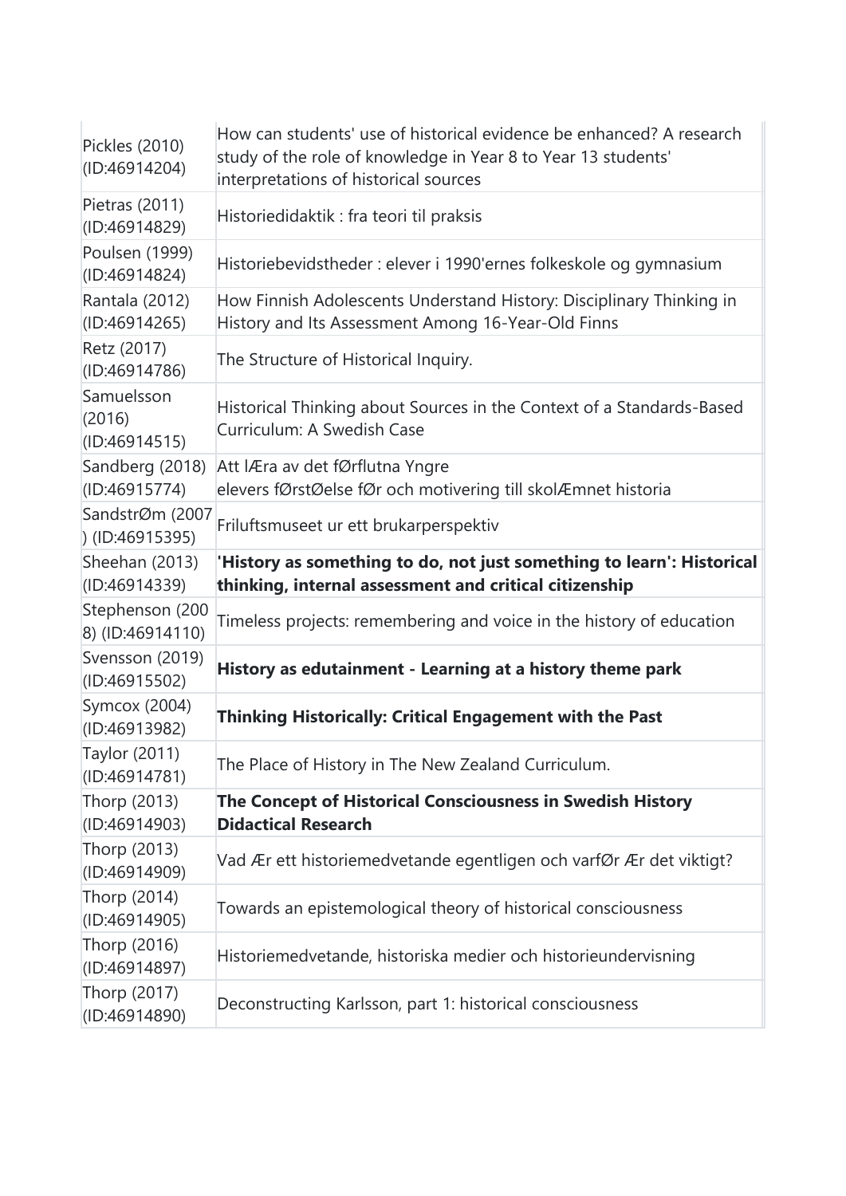| | |
|---|---|
| Pickles (2010) (ID:46914204) | How can students' use of historical evidence be enhanced? A research study of the role of knowledge in Year 8 to Year 13 students' interpretations of historical sources |
| Pietras (2011) (ID:46914829) | Historiedidaktik : fra teori til praksis |
| Poulsen (1999) (ID:46914824) | Historiebevidstheder : elever i 1990'ernes folkeskole og gymnasium |
| Rantala (2012) (ID:46914265) | How Finnish Adolescents Understand History: Disciplinary Thinking in History and Its Assessment Among 16-Year-Old Finns |
| Retz (2017) (ID:46914786) | The Structure of Historical Inquiry. |
| Samuelsson (2016) (ID:46914515) | Historical Thinking about Sources in the Context of a Standards-Based Curriculum: A Swedish Case |
| Sandberg (2018) (ID:46915774) | Att lÆra av det fØrflutna Yngre elevers fØrstØelse fØr och motivering till skolÆmnet historia |
| SandstrØm (2007) (ID:46915395) | Friluftsmuseet ur ett brukarperspektiv |
| Sheehan (2013) (ID:46914339) | **'History as something to do, not just something to learn': Historical thinking, internal assessment and critical citizenship** |
| Stephenson (2008) (ID:46914110) | Timeless projects: remembering and voice in the history of education |
| Svensson (2019) (ID:46915502) | **History as edutainment - Learning at a history theme park** |
| Symcox (2004) (ID:46913982) | **Thinking Historically: Critical Engagement with the Past** |
| Taylor (2011) (ID:46914781) | The Place of History in The New Zealand Curriculum. |
| Thorp (2013) (ID:46914903) | **The Concept of Historical Consciousness in Swedish History Didactical Research** |
| Thorp (2013) (ID:46914909) | Vad Ær ett historiemedvetande egentligen och varfØr Ær det viktigt? |
| Thorp (2014) (ID:46914905) | Towards an epistemological theory of historical consciousness |
| Thorp (2016) (ID:46914897) | Historiemedvetande, historiska medier och historieundervisning |
| Thorp (2017) (ID:46914890) | Deconstructing Karlsson, part 1: historical consciousness |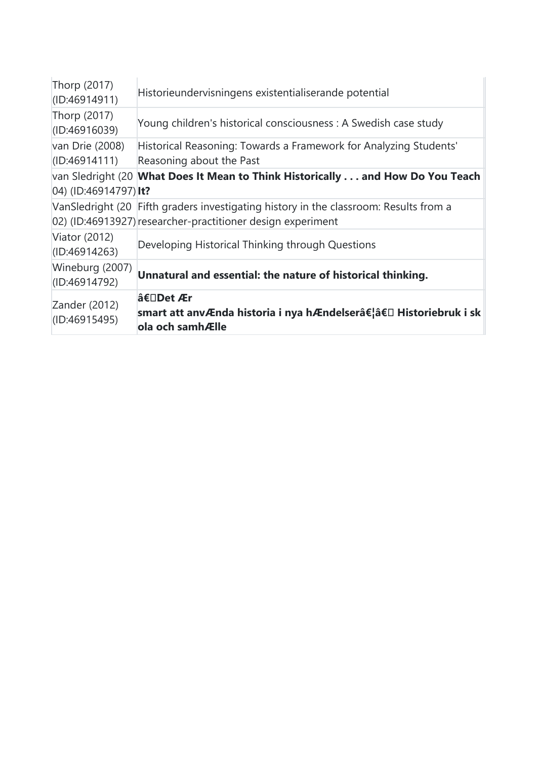| | |
|---|---|
| Thorp (2017) (ID:46914911) | Historieundervisningens existentialiserande potential |
| Thorp (2017) (ID:46916039) | Young children's historical consciousness : A Swedish case study |
| van Drie (2008) (ID:46914111) | Historical Reasoning: Towards a Framework for Analyzing Students' Reasoning about the Past |
| van Sledright (2004) (ID:46914797) | **What Does It Mean to Think Historically . . . and How Do You Teach It?** |
| VanSledright (2002) (ID:46913927) | Fifth graders investigating history in the classroom: Results from a researcher-practitioner design experiment |
| Viator (2012) (ID:46914263) | Developing Historical Thinking through Questions |
| Wineburg (2007) (ID:46914792) | **Unnatural and essential: the nature of historical thinking.** |
| Zander (2012) (ID:46915495) | **â€Det Ær smart att anvÆnda historia i nya hÆndelserâ€¦â€ Historiebruk i skola och samhÆlle** |